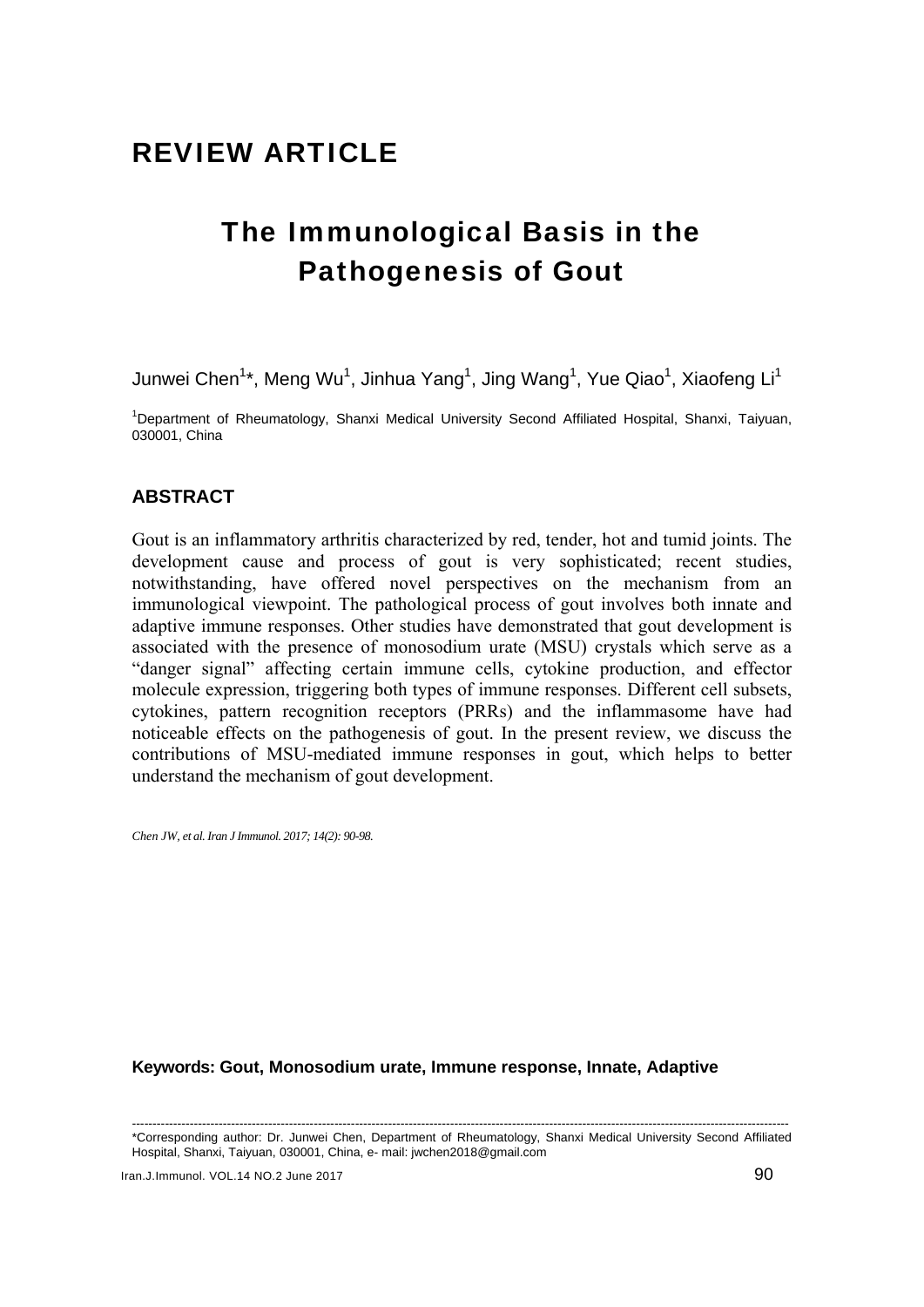REVIEW ARTICLE

# The Immunological Basis in the Pathogenesis of Gout

Junwei Chen[1]*, Meng Wu[1], Jinhua Yang[1], Jing Wang[1], Yue Qiao[1], Xiaofeng Li[1]

[1]Department of Rheumatology, Shanxi Medical University Second Affiliated Hospital, Shanxi, Taiyuan, 030001, China

## ABSTRACT

Gout is an inflammatory arthritis characterized by red, tender, hot and tumid joints. The development cause and process of gout is very sophisticated; recent studies, notwithstanding, have offered novel perspectives on the mechanism from an immunological viewpoint. The pathological process of gout involves both innate and adaptive immune responses. Other studies have demonstrated that gout development is associated with the presence of monosodium urate (MSU) crystals which serve as a "danger signal" affecting certain immune cells, cytokine production, and effector molecule expression, triggering both types of immune responses. Different cell subsets, cytokines, pattern recognition receptors (PRRs) and the inflammasome have had noticeable effects on the pathogenesis of gout. In the present review, we discuss the contributions of MSU-mediated immune responses in gout, which helps to better understand the mechanism of gout development.

*Chen JW, et al. Iran J Immunol. 2017; 14(2): 90-98.*

**Keywords: Gout, Monosodium urate, Immune response, Innate, Adaptive**

---

*Corresponding author: Dr. Junwei Chen, Department of Rheumatology, Shanxi Medical University Second Affiliated Hospital, Shanxi, Taiyuan, 030001, China, e- mail: jwchen2018@gmail.com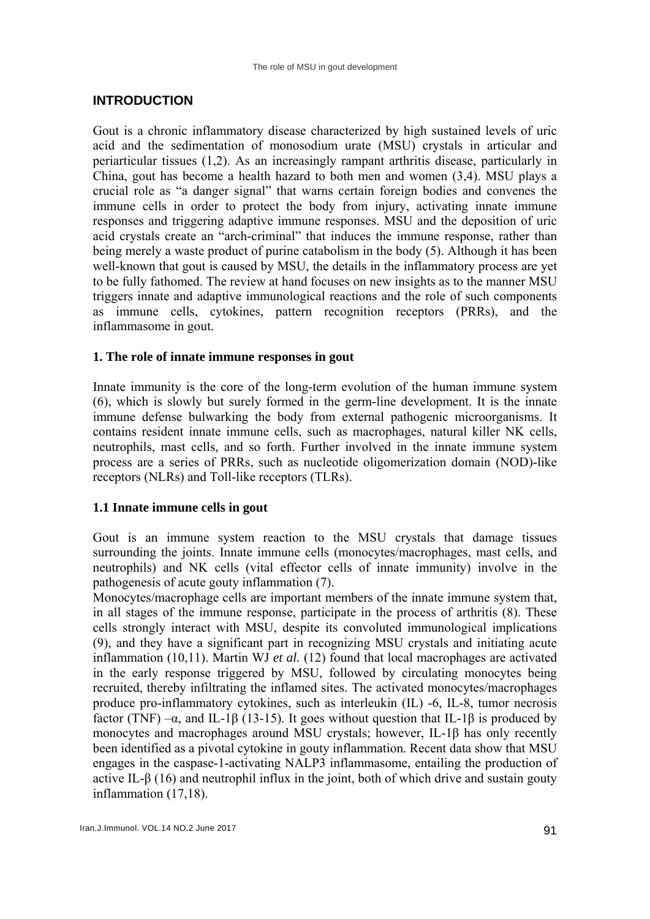## INTRODUCTION

Gout is a chronic inflammatory disease characterized by high sustained levels of uric acid and the sedimentation of monosodium urate (MSU) crystals in articular and periarticular tissues (1,2). As an increasingly rampant arthritis disease, particularly in China, gout has become a health hazard to both men and women (3,4). MSU plays a crucial role as "a danger signal" that warns certain foreign bodies and convenes the immune cells in order to protect the body from injury, activating innate immune responses and triggering adaptive immune responses. MSU and the deposition of uric acid crystals create an "arch-criminal" that induces the immune response, rather than being merely a waste product of purine catabolism in the body (5). Although it has been well-known that gout is caused by MSU, the details in the inflammatory process are yet to be fully fathomed. The review at hand focuses on new insights as to the manner MSU triggers innate and adaptive immunological reactions and the role of such components as immune cells, cytokines, pattern recognition receptors (PRRs), and the inflammasome in gout.

### 1. The role of innate immune responses in gout

Innate immunity is the core of the long-term evolution of the human immune system (6), which is slowly but surely formed in the germ-line development. It is the innate immune defense bulwarking the body from external pathogenic microorganisms. It contains resident innate immune cells, such as macrophages, natural killer NK cells, neutrophils, mast cells, and so forth. Further involved in the innate immune system process are a series of PRRs, such as nucleotide oligomerization domain (NOD)-like receptors (NLRs) and Toll-like receptors (TLRs).

### 1.1 Innate immune cells in gout

Gout is an immune system reaction to the MSU crystals that damage tissues surrounding the joints. Innate immune cells (monocytes/macrophages, mast cells, and neutrophils) and NK cells (vital effector cells of innate immunity) involve in the pathogenesis of acute gouty inflammation (7).

Monocytes/macrophage cells are important members of the innate immune system that, in all stages of the immune response, participate in the process of arthritis (8). These cells strongly interact with MSU, despite its convoluted immunological implications (9), and they have a significant part in recognizing MSU crystals and initiating acute inflammation (10,11). Martin WJ *et al.* (12) found that local macrophages are activated in the early response triggered by MSU, followed by circulating monocytes being recruited, thereby infiltrating the inflamed sites. The activated monocytes/macrophages produce pro-inflammatory cytokines, such as interleukin (IL) -6, IL-8, tumor necrosis factor (TNF) –$\alpha$, and IL-1$\beta$ (13-15). It goes without question that IL-1$\beta$ is produced by monocytes and macrophages around MSU crystals; however, IL-1$\beta$ has only recently been identified as a pivotal cytokine in gouty inflammation. Recent data show that MSU engages in the caspase-1-activating NALP3 inflammasome, entailing the production of active IL-$\beta$ (16) and neutrophil influx in the joint, both of which drive and sustain gouty inflammation (17,18).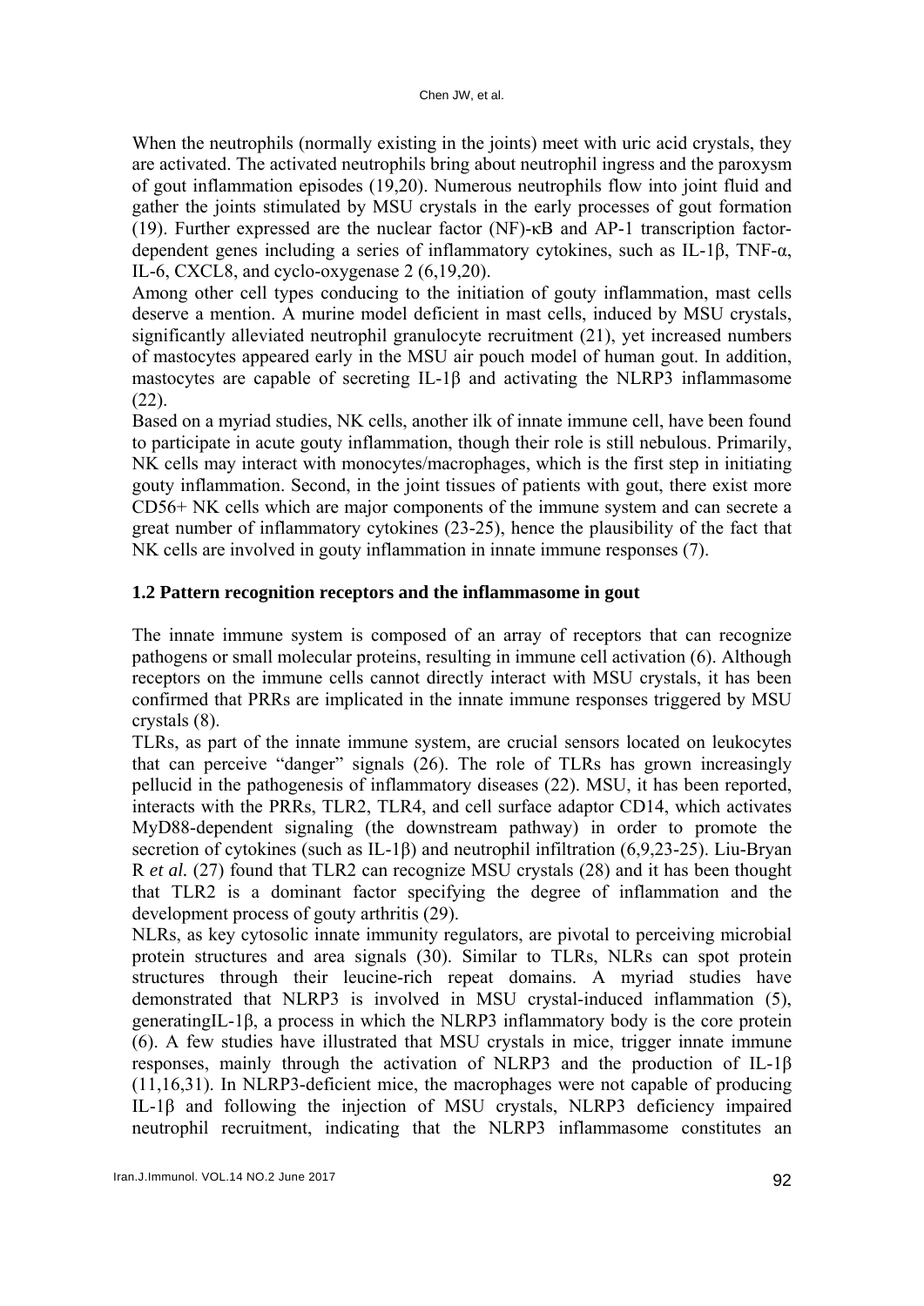When the neutrophils (normally existing in the joints) meet with uric acid crystals, they are activated. The activated neutrophils bring about neutrophil ingress and the paroxysm of gout inflammation episodes (19,20). Numerous neutrophils flow into joint fluid and gather the joints stimulated by MSU crystals in the early processes of gout formation (19). Further expressed are the nuclear factor (NF)-κB and AP-1 transcription factor-dependent genes including a series of inflammatory cytokines, such as IL-1β, TNF-α, IL-6, CXCL8, and cyclo-oxygenase 2 (6,19,20).

Among other cell types conducing to the initiation of gouty inflammation, mast cells deserve a mention. A murine model deficient in mast cells, induced by MSU crystals, significantly alleviated neutrophil granulocyte recruitment (21), yet increased numbers of mastocytes appeared early in the MSU air pouch model of human gout. In addition, mastocytes are capable of secreting IL-1β and activating the NLRP3 inflammasome (22).

Based on a myriad studies, NK cells, another ilk of innate immune cell, have been found to participate in acute gouty inflammation, though their role is still nebulous. Primarily, NK cells may interact with monocytes/macrophages, which is the first step in initiating gouty inflammation. Second, in the joint tissues of patients with gout, there exist more CD56+ NK cells which are major components of the immune system and can secrete a great number of inflammatory cytokines (23-25), hence the plausibility of the fact that NK cells are involved in gouty inflammation in innate immune responses (7).

### 1.2 Pattern recognition receptors and the inflammasome in gout

The innate immune system is composed of an array of receptors that can recognize pathogens or small molecular proteins, resulting in immune cell activation (6). Although receptors on the immune cells cannot directly interact with MSU crystals, it has been confirmed that PRRs are implicated in the innate immune responses triggered by MSU crystals (8).

TLRs, as part of the innate immune system, are crucial sensors located on leukocytes that can perceive "danger" signals (26). The role of TLRs has grown increasingly pellucid in the pathogenesis of inflammatory diseases (22). MSU, it has been reported, interacts with the PRRs, TLR2, TLR4, and cell surface adaptor CD14, which activates MyD88-dependent signaling (the downstream pathway) in order to promote the secretion of cytokines (such as IL-1β) and neutrophil infiltration (6,9,23-25). Liu-Bryan R *et al.* (27) found that TLR2 can recognize MSU crystals (28) and it has been thought that TLR2 is a dominant factor specifying the degree of inflammation and the development process of gouty arthritis (29).

NLRs, as key cytosolic innate immunity regulators, are pivotal to perceiving microbial protein structures and area signals (30). Similar to TLRs, NLRs can spot protein structures through their leucine-rich repeat domains. A myriad studies have demonstrated that NLRP3 is involved in MSU crystal-induced inflammation (5), generatingIL-1β, a process in which the NLRP3 inflammatory body is the core protein (6). A few studies have illustrated that MSU crystals in mice, trigger innate immune responses, mainly through the activation of NLRP3 and the production of IL-1β (11,16,31). In NLRP3-deficient mice, the macrophages were not capable of producing IL-1β and following the injection of MSU crystals, NLRP3 deficiency impaired neutrophil recruitment, indicating that the NLRP3 inflammasome constitutes an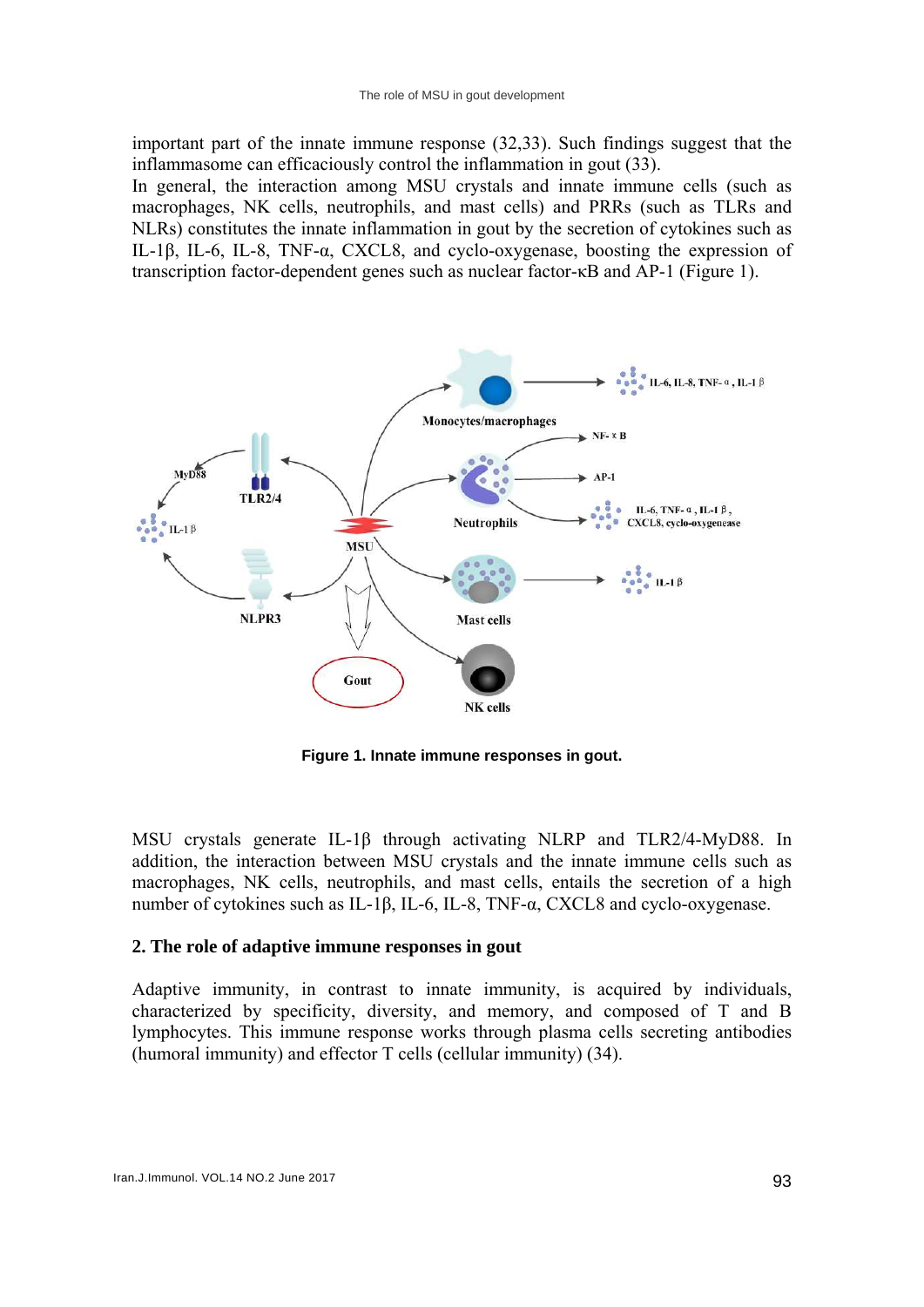important part of the innate immune response (32,33). Such findings suggest that the inflammasome can efficaciously control the inflammation in gout (33).

In general, the interaction among MSU crystals and innate immune cells (such as macrophages, NK cells, neutrophils, and mast cells) and PRRs (such as TLRs and NLRs) constitutes the innate inflammation in gout by the secretion of cytokines such as IL-1β, IL-6, IL-8, TNF-α, CXCL8, and cyclo-oxygenase, boosting the expression of transcription factor-dependent genes such as nuclear factor-κB and AP-1 (Figure 1).

**Figure 1. Innate immune responses in gout.**

MSU crystals generate IL-1β through activating NLRP and TLR2/4-MyD88. In addition, the interaction between MSU crystals and the innate immune cells such as macrophages, NK cells, neutrophils, and mast cells, entails the secretion of a high number of cytokines such as IL-1β, IL-6, IL-8, TNF-α, CXCL8 and cyclo-oxygenase.

## 2. The role of adaptive immune responses in gout

Adaptive immunity, in contrast to innate immunity, is acquired by individuals, characterized by specificity, diversity, and memory, and composed of T and B lymphocytes. This immune response works through plasma cells secreting antibodies (humoral immunity) and effector T cells (cellular immunity) (34).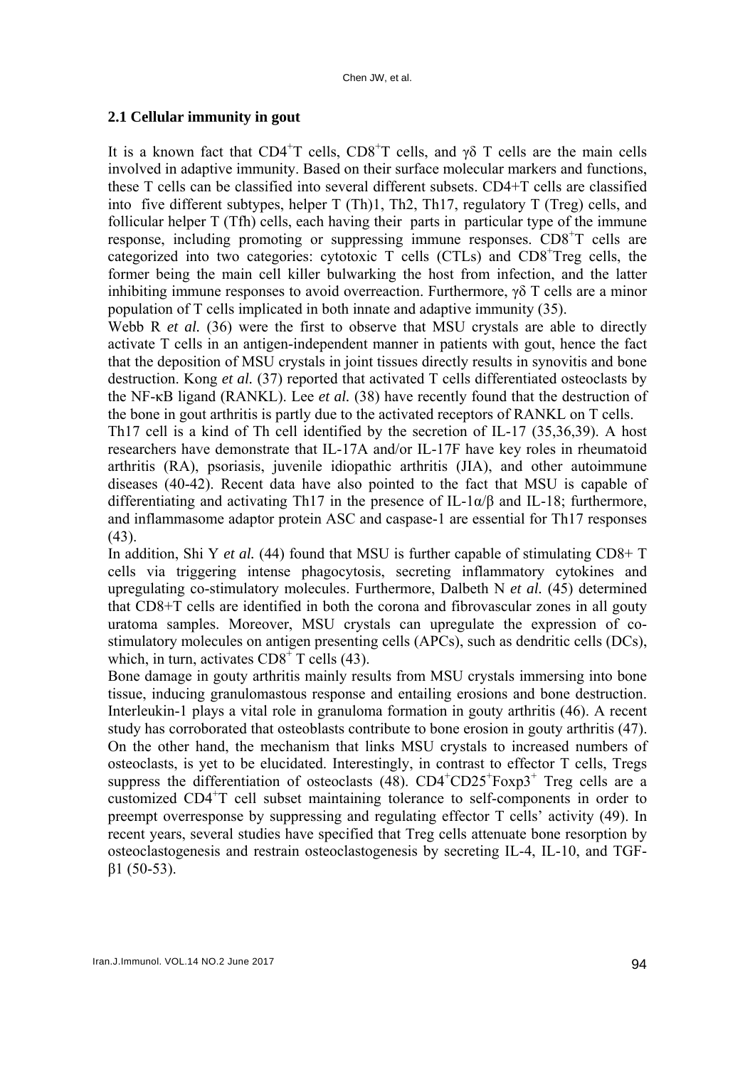### 2.1 Cellular immunity in gout

It is a known fact that $CD4^+$T cells, $CD8^+$T cells, and γδ T cells are the main cells involved in adaptive immunity. Based on their surface molecular markers and functions, these T cells can be classified into several different subsets. CD4+T cells are classified into five different subtypes, helper T (Th)1, Th2, Th17, regulatory T (Treg) cells, and follicular helper T (Tfh) cells, each having their parts in particular type of the immune response, including promoting or suppressing immune responses. $CD8^+$T cells are categorized into two categories: cytotoxic T cells (CTLs) and $CD8^+$Treg cells, the former being the main cell killer bulwarking the host from infection, and the latter inhibiting immune responses to avoid overreaction. Furthermore, γδ T cells are a minor population of T cells implicated in both innate and adaptive immunity (35).

Webb R *et al.* (36) were the first to observe that MSU crystals are able to directly activate T cells in an antigen-independent manner in patients with gout, hence the fact that the deposition of MSU crystals in joint tissues directly results in synovitis and bone destruction. Kong *et al.* (37) reported that activated T cells differentiated osteoclasts by the NF-κB ligand (RANKL). Lee *et al.* (38) have recently found that the destruction of the bone in gout arthritis is partly due to the activated receptors of RANKL on T cells.

Th17 cell is a kind of Th cell identified by the secretion of IL-17 (35,36,39). A host researchers have demonstrate that IL-17A and/or IL-17F have key roles in rheumatoid arthritis (RA), psoriasis, juvenile idiopathic arthritis (JIA), and other autoimmune diseases (40-42). Recent data have also pointed to the fact that MSU is capable of differentiating and activating Th17 in the presence of IL-1α/β and IL-18; furthermore, and inflammasome adaptor protein ASC and caspase-1 are essential for Th17 responses (43).

In addition, Shi Y *et al.* (44) found that MSU is further capable of stimulating CD8+ T cells via triggering intense phagocytosis, secreting inflammatory cytokines and upregulating co-stimulatory molecules. Furthermore, Dalbeth N *et al.* (45) determined that CD8+T cells are identified in both the corona and fibrovascular zones in all gouty uratoma samples. Moreover, MSU crystals can upregulate the expression of co-stimulatory molecules on antigen presenting cells (APCs), such as dendritic cells (DCs), which, in turn, activates $CD8^+$ T cells (43).

Bone damage in gouty arthritis mainly results from MSU crystals immersing into bone tissue, inducing granulomastous response and entailing erosions and bone destruction. Interleukin-1 plays a vital role in granuloma formation in gouty arthritis (46). A recent study has corroborated that osteoblasts contribute to bone erosion in gouty arthritis (47). On the other hand, the mechanism that links MSU crystals to increased numbers of osteoclasts, is yet to be elucidated. Interestingly, in contrast to effector T cells, Tregs suppress the differentiation of osteoclasts (48). $CD4^+CD25^+Foxp3^+$ Treg cells are a customized $CD4^+$T cell subset maintaining tolerance to self-components in order to preempt overresponse by suppressing and regulating effector T cells' activity (49). In recent years, several studies have specified that Treg cells attenuate bone resorption by osteoclastogenesis and restrain osteoclastogenesis by secreting IL-4, IL-10, and TGF-β1 (50-53).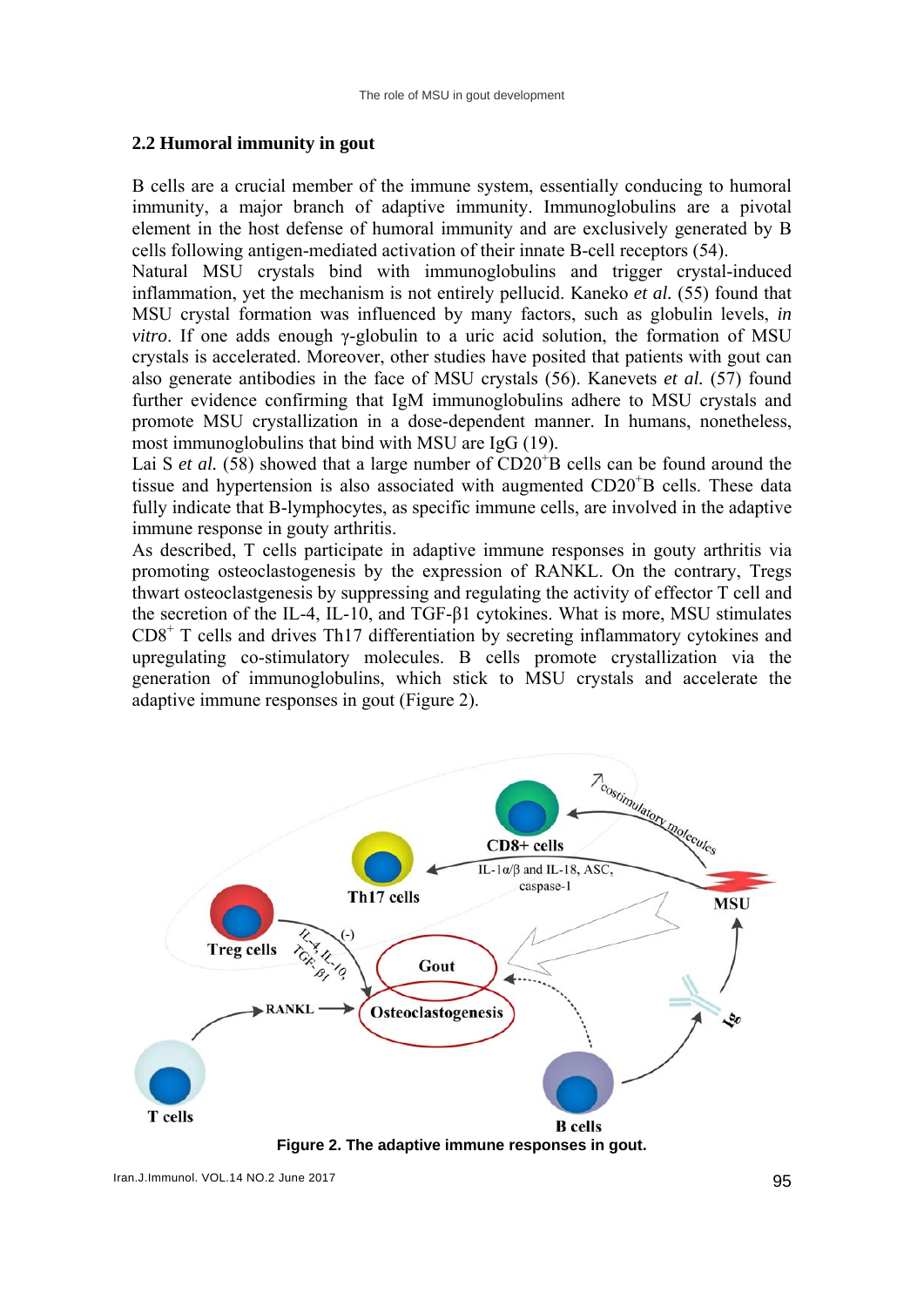## 2.2 Humoral immunity in gout

B cells are a crucial member of the immune system, essentially conducing to humoral immunity, a major branch of adaptive immunity. Immunoglobulins are a pivotal element in the host defense of humoral immunity and are exclusively generated by B cells following antigen-mediated activation of their innate B-cell receptors (54).

Natural MSU crystals bind with immunoglobulins and trigger crystal-induced inflammation, yet the mechanism is not entirely pellucid. Kaneko *et al.* (55) found that MSU crystal formation was influenced by many factors, such as globulin levels, *in vitro*. If one adds enough γ-globulin to a uric acid solution, the formation of MSU crystals is accelerated. Moreover, other studies have posited that patients with gout can also generate antibodies in the face of MSU crystals (56). Kanevets *et al.* (57) found further evidence confirming that IgM immunoglobulins adhere to MSU crystals and promote MSU crystallization in a dose-dependent manner. In humans, nonetheless, most immunoglobulins that bind with MSU are IgG (19).

Lai S *et al.* (58) showed that a large number of $CD20^{+}$B cells can be found around the tissue and hypertension is also associated with augmented $CD20^{+}$B cells. These data fully indicate that B-lymphocytes, as specific immune cells, are involved in the adaptive immune response in gouty arthritis.

As described, T cells participate in adaptive immune responses in gouty arthritis via promoting osteoclastogenesis by the expression of RANKL. On the contrary, Tregs thwart osteoclastgenesis by suppressing and regulating the activity of effector T cell and the secretion of the IL-4, IL-10, and TGF-β1 cytokines. What is more, MSU stimulates $CD8^{+}$ T cells and drives Th17 differentiation by secreting inflammatory cytokines and upregulating co-stimulatory molecules. B cells promote crystallization via the generation of immunoglobulins, which stick to MSU crystals and accelerate the adaptive immune responses in gout (Figure 2).

**Figure 2. The adaptive immune responses in gout.**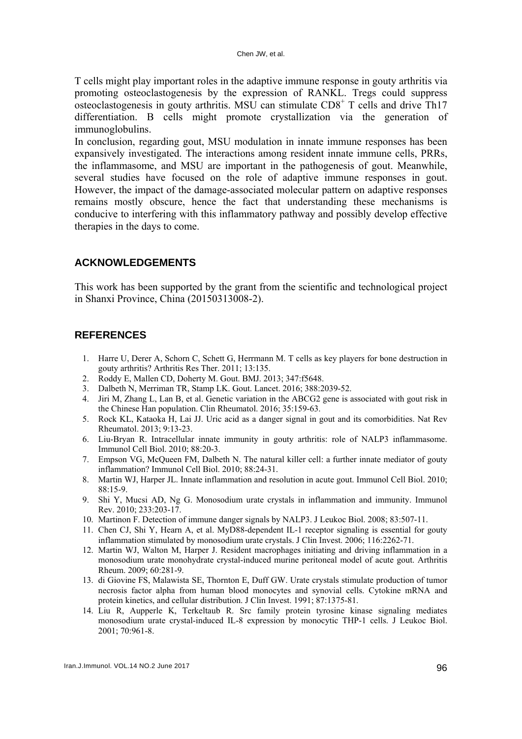T cells might play important roles in the adaptive immune response in gouty arthritis via promoting osteoclastogenesis by the expression of RANKL. Tregs could suppress osteoclastogenesis in gouty arthritis. MSU can stimulate $CD8^+$ T cells and drive Th17 differentiation. B cells might promote crystallization via the generation of immunoglobulins.

In conclusion, regarding gout, MSU modulation in innate immune responses has been expansively investigated. The interactions among resident innate immune cells, PRRs, the inflammasome, and MSU are important in the pathogenesis of gout. Meanwhile, several studies have focused on the role of adaptive immune responses in gout. However, the impact of the damage-associated molecular pattern on adaptive responses remains mostly obscure, hence the fact that understanding these mechanisms is conducive to interfering with this inflammatory pathway and possibly develop effective therapies in the days to come.

## ACKNOWLEDGEMENTS

This work has been supported by the grant from the scientific and technological project in Shanxi Province, China (20150313008-2).

## REFERENCES

1. Harre U, Derer A, Schorn C, Schett G, Herrmann M. T cells as key players for bone destruction in gouty arthritis? Arthritis Res Ther. 2011; 13:135.
2. Roddy E, Mallen CD, Doherty M. Gout. BMJ. 2013; 347:f5648.
3. Dalbeth N, Merriman TR, Stamp LK. Gout. Lancet. 2016; 388:2039-52.
4. Jiri M, Zhang L, Lan B, et al. Genetic variation in the ABCG2 gene is associated with gout risk in the Chinese Han population. Clin Rheumatol. 2016; 35:159-63.
5. Rock KL, Kataoka H, Lai JJ. Uric acid as a danger signal in gout and its comorbidities. Nat Rev Rheumatol. 2013; 9:13-23.
6. Liu-Bryan R. Intracellular innate immunity in gouty arthritis: role of NALP3 inflammasome. Immunol Cell Biol. 2010; 88:20-3.
7. Empson VG, McQueen FM, Dalbeth N. The natural killer cell: a further innate mediator of gouty inflammation? Immunol Cell Biol. 2010; 88:24-31.
8. Martin WJ, Harper JL. Innate inflammation and resolution in acute gout. Immunol Cell Biol. 2010; 88:15-9.
9. Shi Y, Mucsi AD, Ng G. Monosodium urate crystals in inflammation and immunity. Immunol Rev. 2010; 233:203-17.
10. Martinon F. Detection of immune danger signals by NALP3. J Leukoc Biol. 2008; 83:507-11.
11. Chen CJ, Shi Y, Hearn A, et al. MyD88-dependent IL-1 receptor signaling is essential for gouty inflammation stimulated by monosodium urate crystals. J Clin Invest. 2006; 116:2262-71.
12. Martin WJ, Walton M, Harper J. Resident macrophages initiating and driving inflammation in a monosodium urate monohydrate crystal-induced murine peritoneal model of acute gout. Arthritis Rheum. 2009; 60:281-9.
13. di Giovine FS, Malawista SE, Thornton E, Duff GW. Urate crystals stimulate production of tumor necrosis factor alpha from human blood monocytes and synovial cells. Cytokine mRNA and protein kinetics, and cellular distribution. J Clin Invest. 1991; 87:1375-81.
14. Liu R, Aupperle K, Terkeltaub R. Src family protein tyrosine kinase signaling mediates monosodium urate crystal-induced IL-8 expression by monocytic THP-1 cells. J Leukoc Biol. 2001; 70:961-8.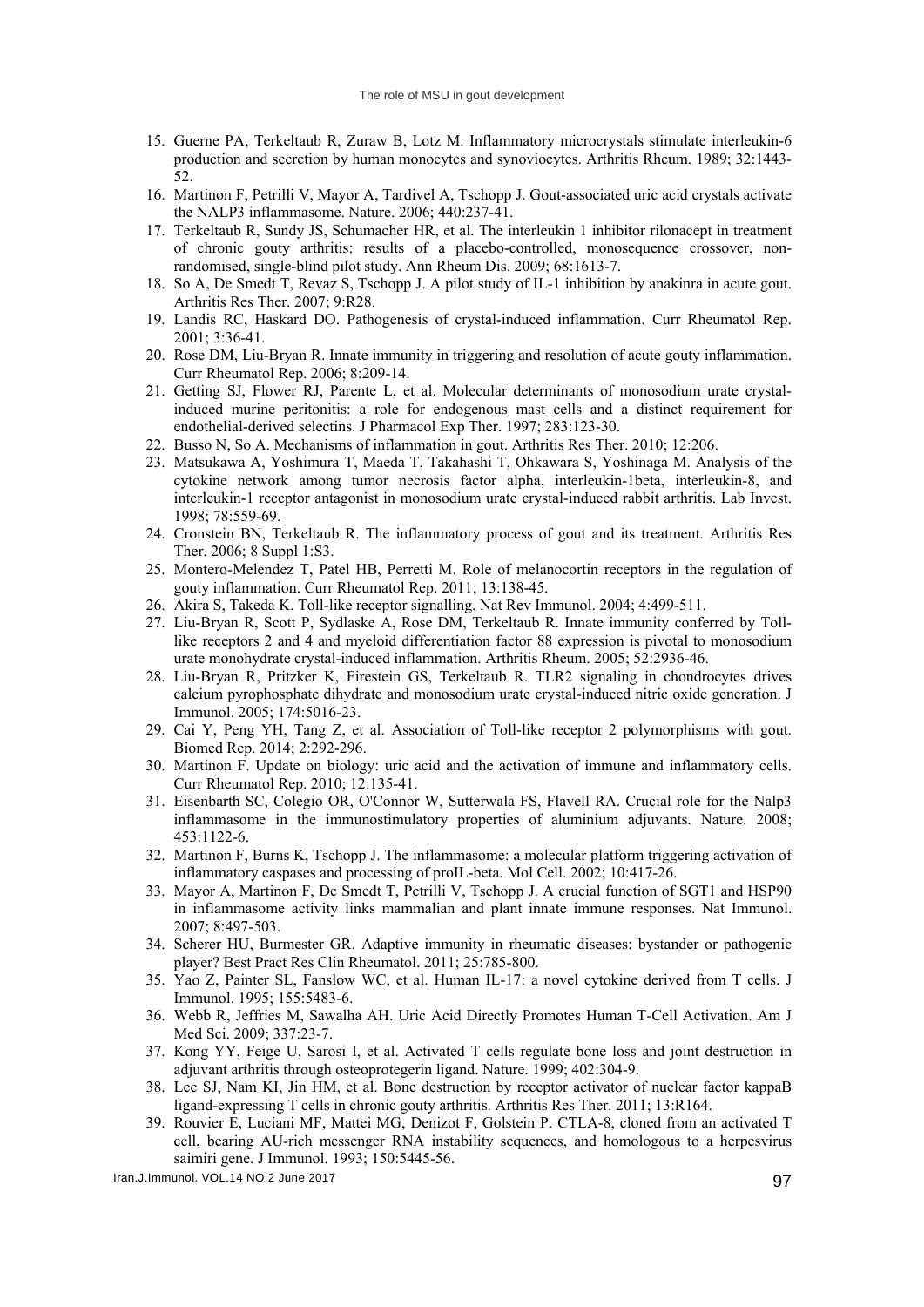15. Guerne PA, Terkeltaub R, Zuraw B, Lotz M. Inflammatory microcrystals stimulate interleukin-6 production and secretion by human monocytes and synoviocytes. Arthritis Rheum. 1989; 32:1443-52.
16. Martinon F, Petrilli V, Mayor A, Tardivel A, Tschopp J. Gout-associated uric acid crystals activate the NALP3 inflammasome. Nature. 2006; 440:237-41.
17. Terkeltaub R, Sundy JS, Schumacher HR, et al. The interleukin 1 inhibitor rilonacept in treatment of chronic gouty arthritis: results of a placebo-controlled, monosequence crossover, non-randomised, single-blind pilot study. Ann Rheum Dis. 2009; 68:1613-7.
18. So A, De Smedt T, Revaz S, Tschopp J. A pilot study of IL-1 inhibition by anakinra in acute gout. Arthritis Res Ther. 2007; 9:R28.
19. Landis RC, Haskard DO. Pathogenesis of crystal-induced inflammation. Curr Rheumatol Rep. 2001; 3:36-41.
20. Rose DM, Liu-Bryan R. Innate immunity in triggering and resolution of acute gouty inflammation. Curr Rheumatol Rep. 2006; 8:209-14.
21. Getting SJ, Flower RJ, Parente L, et al. Molecular determinants of monosodium urate crystal-induced murine peritonitis: a role for endogenous mast cells and a distinct requirement for endothelial-derived selectins. J Pharmacol Exp Ther. 1997; 283:123-30.
22. Busso N, So A. Mechanisms of inflammation in gout. Arthritis Res Ther. 2010; 12:206.
23. Matsukawa A, Yoshimura T, Maeda T, Takahashi T, Ohkawara S, Yoshinaga M. Analysis of the cytokine network among tumor necrosis factor alpha, interleukin-1beta, interleukin-8, and interleukin-1 receptor antagonist in monosodium urate crystal-induced rabbit arthritis. Lab Invest. 1998; 78:559-69.
24. Cronstein BN, Terkeltaub R. The inflammatory process of gout and its treatment. Arthritis Res Ther. 2006; 8 Suppl 1:S3.
25. Montero-Melendez T, Patel HB, Perretti M. Role of melanocortin receptors in the regulation of gouty inflammation. Curr Rheumatol Rep. 2011; 13:138-45.
26. Akira S, Takeda K. Toll-like receptor signalling. Nat Rev Immunol. 2004; 4:499-511.
27. Liu-Bryan R, Scott P, Sydlaske A, Rose DM, Terkeltaub R. Innate immunity conferred by Toll-like receptors 2 and 4 and myeloid differentiation factor 88 expression is pivotal to monosodium urate monohydrate crystal-induced inflammation. Arthritis Rheum. 2005; 52:2936-46.
28. Liu-Bryan R, Pritzker K, Firestein GS, Terkeltaub R. TLR2 signaling in chondrocytes drives calcium pyrophosphate dihydrate and monosodium urate crystal-induced nitric oxide generation. J Immunol. 2005; 174:5016-23.
29. Cai Y, Peng YH, Tang Z, et al. Association of Toll-like receptor 2 polymorphisms with gout. Biomed Rep. 2014; 2:292-296.
30. Martinon F. Update on biology: uric acid and the activation of immune and inflammatory cells. Curr Rheumatol Rep. 2010; 12:135-41.
31. Eisenbarth SC, Colegio OR, O'Connor W, Sutterwala FS, Flavell RA. Crucial role for the Nalp3 inflammasome in the immunostimulatory properties of aluminium adjuvants. Nature. 2008; 453:1122-6.
32. Martinon F, Burns K, Tschopp J. The inflammasome: a molecular platform triggering activation of inflammatory caspases and processing of proIL-beta. Mol Cell. 2002; 10:417-26.
33. Mayor A, Martinon F, De Smedt T, Petrilli V, Tschopp J. A crucial function of SGT1 and HSP90 in inflammasome activity links mammalian and plant innate immune responses. Nat Immunol. 2007; 8:497-503.
34. Scherer HU, Burmester GR. Adaptive immunity in rheumatic diseases: bystander or pathogenic player? Best Pract Res Clin Rheumatol. 2011; 25:785-800.
35. Yao Z, Painter SL, Fanslow WC, et al. Human IL-17: a novel cytokine derived from T cells. J Immunol. 1995; 155:5483-6.
36. Webb R, Jeffries M, Sawalha AH. Uric Acid Directly Promotes Human T-Cell Activation. Am J Med Sci. 2009; 337:23-7.
37. Kong YY, Feige U, Sarosi I, et al. Activated T cells regulate bone loss and joint destruction in adjuvant arthritis through osteoprotegerin ligand. Nature. 1999; 402:304-9.
38. Lee SJ, Nam KI, Jin HM, et al. Bone destruction by receptor activator of nuclear factor kappaB ligand-expressing T cells in chronic gouty arthritis. Arthritis Res Ther. 2011; 13:R164.
39. Rouvier E, Luciani MF, Mattei MG, Denizot F, Golstein P. CTLA-8, cloned from an activated T cell, bearing AU-rich messenger RNA instability sequences, and homologous to a herpesvirus saimiri gene. J Immunol. 1993; 150:5445-56.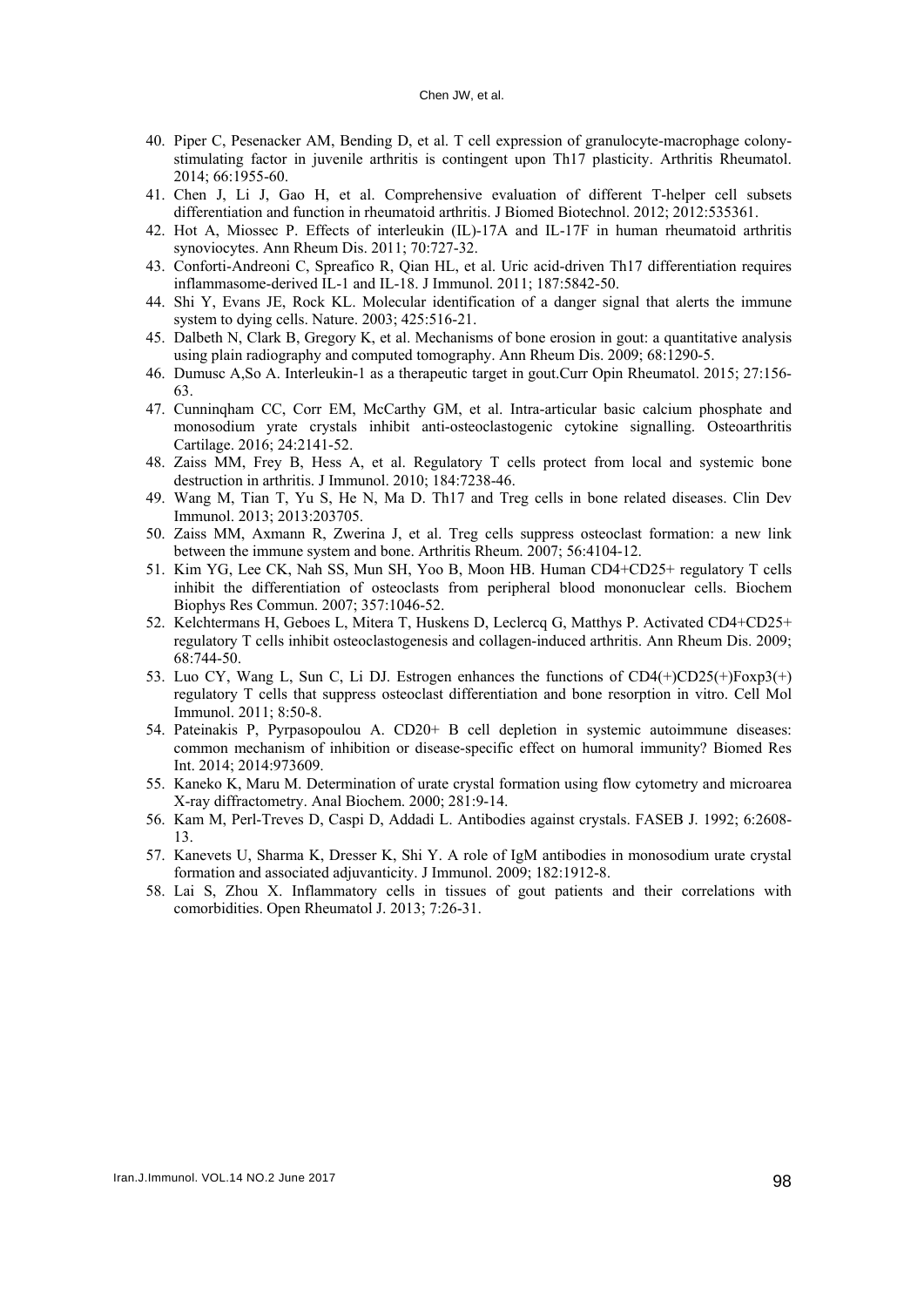40. Piper C, Pesenacker AM, Bending D, et al. T cell expression of granulocyte-macrophage colony-stimulating factor in juvenile arthritis is contingent upon Th17 plasticity. Arthritis Rheumatol. 2014; 66:1955-60.
41. Chen J, Li J, Gao H, et al. Comprehensive evaluation of different T-helper cell subsets differentiation and function in rheumatoid arthritis. J Biomed Biotechnol. 2012; 2012:535361.
42. Hot A, Miossec P. Effects of interleukin (IL)-17A and IL-17F in human rheumatoid arthritis synoviocytes. Ann Rheum Dis. 2011; 70:727-32.
43. Conforti-Andreoni C, Spreafico R, Qian HL, et al. Uric acid-driven Th17 differentiation requires inflammasome-derived IL-1 and IL-18. J Immunol. 2011; 187:5842-50.
44. Shi Y, Evans JE, Rock KL. Molecular identification of a danger signal that alerts the immune system to dying cells. Nature. 2003; 425:516-21.
45. Dalbeth N, Clark B, Gregory K, et al. Mechanisms of bone erosion in gout: a quantitative analysis using plain radiography and computed tomography. Ann Rheum Dis. 2009; 68:1290-5.
46. Dumusc A,So A. Interleukin-1 as a therapeutic target in gout.Curr Opin Rheumatol. 2015; 27:156-63.
47. Cunninqham CC, Corr EM, McCarthy GM, et al. Intra-articular basic calcium phosphate and monosodium yrate crystals inhibit anti-osteoclastogenic cytokine signalling. Osteoarthritis Cartilage. 2016; 24:2141-52.
48. Zaiss MM, Frey B, Hess A, et al. Regulatory T cells protect from local and systemic bone destruction in arthritis. J Immunol. 2010; 184:7238-46.
49. Wang M, Tian T, Yu S, He N, Ma D. Th17 and Treg cells in bone related diseases. Clin Dev Immunol. 2013; 2013:203705.
50. Zaiss MM, Axmann R, Zwerina J, et al. Treg cells suppress osteoclast formation: a new link between the immune system and bone. Arthritis Rheum. 2007; 56:4104-12.
51. Kim YG, Lee CK, Nah SS, Mun SH, Yoo B, Moon HB. Human CD4+CD25+ regulatory T cells inhibit the differentiation of osteoclasts from peripheral blood mononuclear cells. Biochem Biophys Res Commun. 2007; 357:1046-52.
52. Kelchtermans H, Geboes L, Mitera T, Huskens D, Leclercq G, Matthys P. Activated CD4+CD25+ regulatory T cells inhibit osteoclastogenesis and collagen-induced arthritis. Ann Rheum Dis. 2009; 68:744-50.
53. Luo CY, Wang L, Sun C, Li DJ. Estrogen enhances the functions of CD4(+)CD25(+)Foxp3(+) regulatory T cells that suppress osteoclast differentiation and bone resorption in vitro. Cell Mol Immunol. 2011; 8:50-8.
54. Pateinakis P, Pyrpasopoulou A. CD20+ B cell depletion in systemic autoimmune diseases: common mechanism of inhibition or disease-specific effect on humoral immunity? Biomed Res Int. 2014; 2014:973609.
55. Kaneko K, Maru M. Determination of urate crystal formation using flow cytometry and microarea X-ray diffractometry. Anal Biochem. 2000; 281:9-14.
56. Kam M, Perl-Treves D, Caspi D, Addadi L. Antibodies against crystals. FASEB J. 1992; 6:2608-13.
57. Kanevets U, Sharma K, Dresser K, Shi Y. A role of IgM antibodies in monosodium urate crystal formation and associated adjuvanticity. J Immunol. 2009; 182:1912-8.
58. Lai S, Zhou X. Inflammatory cells in tissues of gout patients and their correlations with comorbidities. Open Rheumatol J. 2013; 7:26-31.